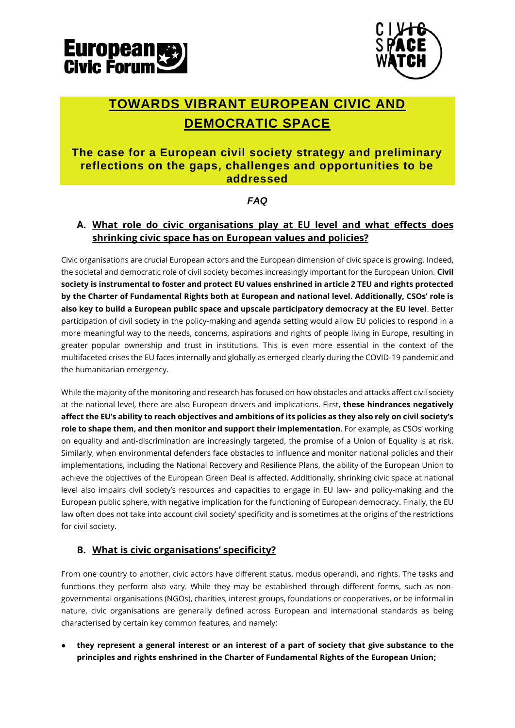# TOWARDS VIBRANT EUROPEAN CIVIC AND DEMOCRATIC SPACE

## The case for a European civil society strategy and preliminary reflections on the gaps, challenges and opportunities to be addressed

*FAQ*

### A. What role do civic organisations play at EU level and what effects does shrinking civic space has on European values and policies?

Civic organisations are crucial European actors and the European dimension of civic space is growing. Indeed, the societal and democratic role of civil society becomes increasingly important for the European Union. **Civil society is instrumental to foster and protect EU values enshrined in article 2 TEU and rights protected by the Charter of Fundamental Rights both at European and national level. Additionally, CSOs' role is also key to build a European public space and upscale participatory democracy at the EU level**. Better participation of civil society in the policy-making and agenda setting would allow EU policies to respond in a more meaningful way to the needs, concerns, aspirations and rights of people living in Europe, resulting in greater popular ownership and trust in institutions. This is even more essential in the context of the multifaceted crises the EU faces internally and globally as emerged clearly during the COVID-19 pandemic and the humanitarian emergency.

While the majority of the monitoring and research has focused on how obstacles and attacks affect civil society at the national level, there are also European drivers and implications. First, **these hindrances negatively affect the EU's ability to reach objectives and ambitions of its policies as they also rely on civil society's role to shape them, and then monitor and support their implementation**. For example, as CSOs' working on equality and anti-discrimination are increasingly targeted, the promise of a Union of Equality is at risk. Similarly, when environmental defenders face obstacles to influence and monitor national policies and their implementations, including the National Recovery and Resilience Plans, the ability of the European Union to achieve the objectives of the European Green Deal is affected. Additionally, shrinking civic space at national level also impairs civil society's resources and capacities to engage in EU law- and policy-making and the European public sphere, with negative implication for the functioning of European democracy. Finally, the EU law often does not take into account civil society' specificity and is sometimes at the origins of the restrictions for civil society.

### B. What is civic organisations' specificity?

From one country to another, civic actors have different status, modus operandi, and rights. The tasks and functions they perform also vary. While they may be established through different forms, such as non-governmental organisations (NGOs), charities, interest groups, foundations or cooperatives, or be informal in nature, civic organisations are generally defined across European and international standards as being characterised by certain key common features, and namely:

- **they represent a general interest or an interest of a part of society that give substance to the principles and rights enshrined in the Charter of Fundamental Rights of the European Union;**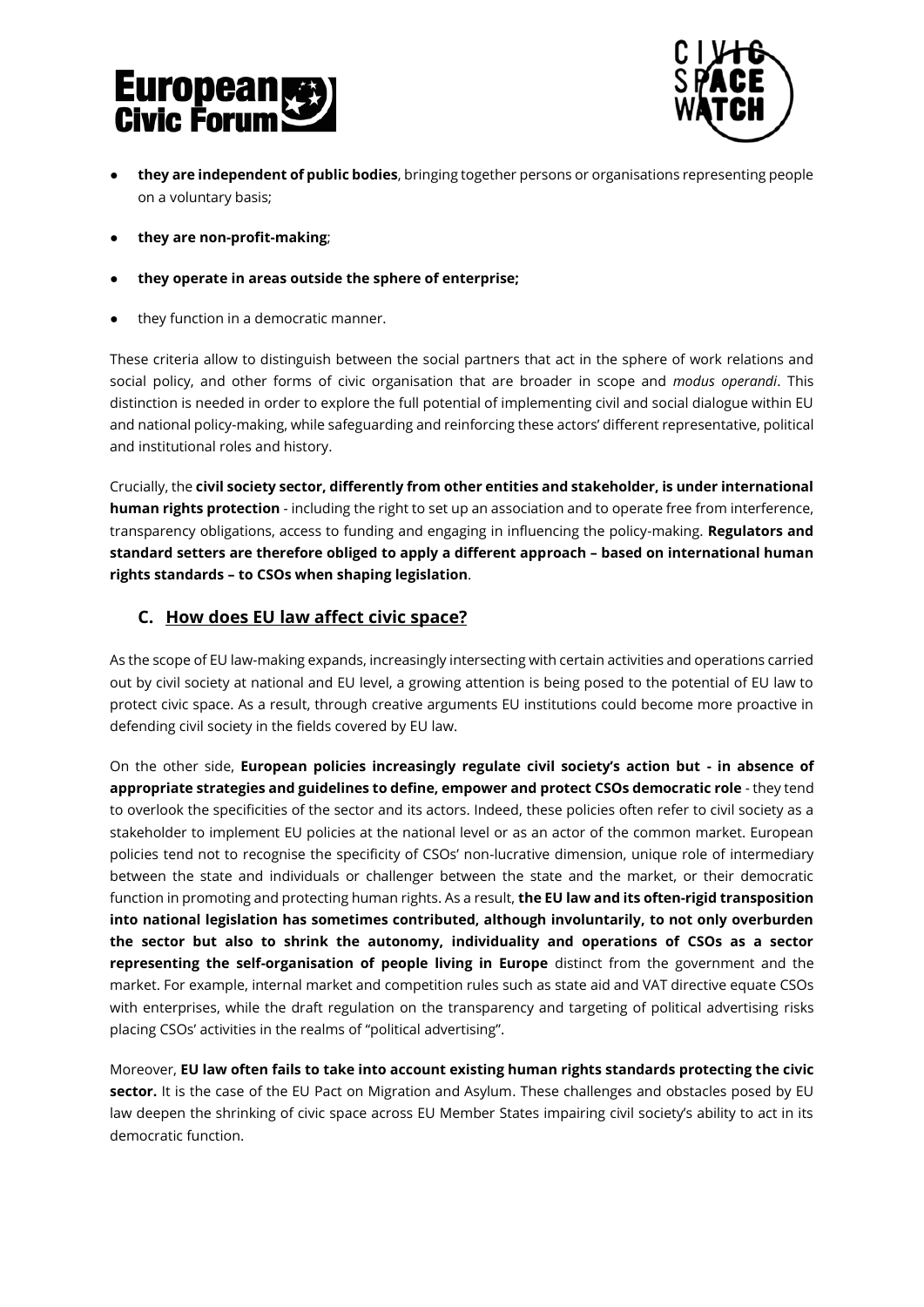- **they are independent of public bodies**, bringing together persons or organisations representing people on a voluntary basis;
- **they are non-profit-making**;
- **they operate in areas outside the sphere of enterprise;**
- they function in a democratic manner.

These criteria allow to distinguish between the social partners that act in the sphere of work relations and social policy, and other forms of civic organisation that are broader in scope and *modus operandi*. This distinction is needed in order to explore the full potential of implementing civil and social dialogue within EU and national policy-making, while safeguarding and reinforcing these actors' different representative, political and institutional roles and history.

Crucially, the **civil society sector, differently from other entities and stakeholder, is under international human rights protection** - including the right to set up an association and to operate free from interference, transparency obligations, access to funding and engaging in influencing the policy-making. **Regulators and standard setters are therefore obliged to apply a different approach – based on international human rights standards – to CSOs when shaping legislation**.

## C. How does EU law affect civic space?

As the scope of EU law-making expands, increasingly intersecting with certain activities and operations carried out by civil society at national and EU level, a growing attention is being posed to the potential of EU law to protect civic space. As a result, through creative arguments EU institutions could become more proactive in defending civil society in the fields covered by EU law.

On the other side, **European policies increasingly regulate civil society's action but - in absence of appropriate strategies and guidelines to define, empower and protect CSOs democratic role** - they tend to overlook the specificities of the sector and its actors. Indeed, these policies often refer to civil society as a stakeholder to implement EU policies at the national level or as an actor of the common market. European policies tend not to recognise the specificity of CSOs' non-lucrative dimension, unique role of intermediary between the state and individuals or challenger between the state and the market, or their democratic function in promoting and protecting human rights. As a result, **the EU law and its often-rigid transposition into national legislation has sometimes contributed, although involuntarily, to not only overburden the sector but also to shrink the autonomy, individuality and operations of CSOs as a sector representing the self-organisation of people living in Europe** distinct from the government and the market. For example, internal market and competition rules such as state aid and VAT directive equate CSOs with enterprises, while the draft regulation on the transparency and targeting of political advertising risks placing CSOs' activities in the realms of "political advertising".

Moreover, **EU law often fails to take into account existing human rights standards protecting the civic sector.** It is the case of the EU Pact on Migration and Asylum. These challenges and obstacles posed by EU law deepen the shrinking of civic space across EU Member States impairing civil society's ability to act in its democratic function.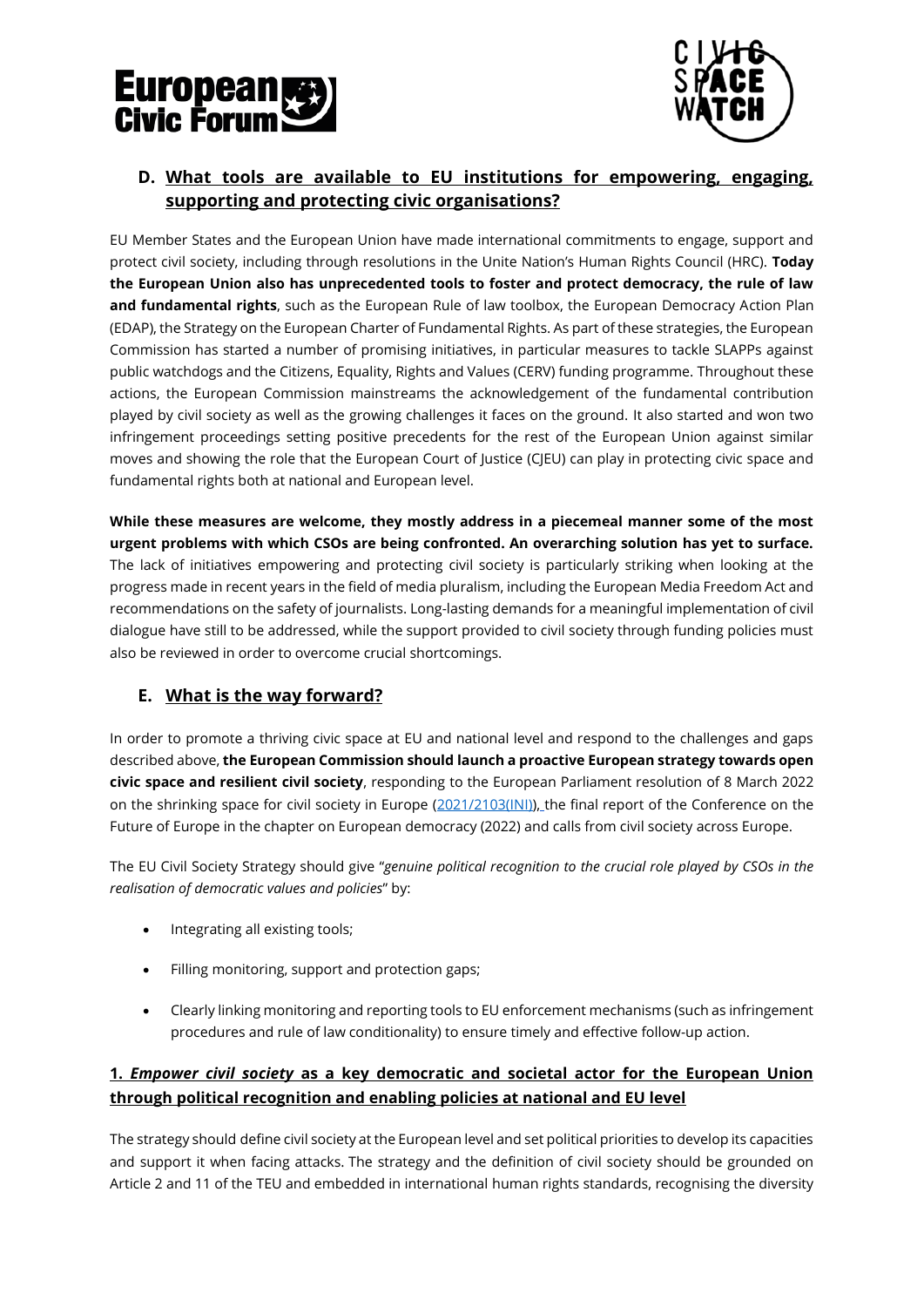## D. What tools are available to EU institutions for empowering, engaging, supporting and protecting civic organisations?

EU Member States and the European Union have made international commitments to engage, support and protect civil society, including through resolutions in the Unite Nation's Human Rights Council (HRC). **Today the European Union also has unprecedented tools to foster and protect democracy, the rule of law and fundamental rights**, such as the European Rule of law toolbox, the European Democracy Action Plan (EDAP), the Strategy on the European Charter of Fundamental Rights. As part of these strategies, the European Commission has started a number of promising initiatives, in particular measures to tackle SLAPPs against public watchdogs and the Citizens, Equality, Rights and Values (CERV) funding programme. Throughout these actions, the European Commission mainstreams the acknowledgement of the fundamental contribution played by civil society as well as the growing challenges it faces on the ground. It also started and won two infringement proceedings setting positive precedents for the rest of the European Union against similar moves and showing the role that the European Court of Justice (CJEU) can play in protecting civic space and fundamental rights both at national and European level.

**While these measures are welcome, they mostly address in a piecemeal manner some of the most urgent problems with which CSOs are being confronted. An overarching solution has yet to surface.** The lack of initiatives empowering and protecting civil society is particularly striking when looking at the progress made in recent years in the field of media pluralism, including the European Media Freedom Act and recommendations on the safety of journalists. Long-lasting demands for a meaningful implementation of civil dialogue have still to be addressed, while the support provided to civil society through funding policies must also be reviewed in order to overcome crucial shortcomings.

## E. What is the way forward?

In order to promote a thriving civic space at EU and national level and respond to the challenges and gaps described above, **the European Commission should launch a proactive European strategy towards open civic space and resilient civil society**, responding to the European Parliament resolution of 8 March 2022 on the shrinking space for civil society in Europe (2021/2103(INI)), the final report of the Conference on the Future of Europe in the chapter on European democracy (2022) and calls from civil society across Europe.

The EU Civil Society Strategy should give "*genuine political recognition to the crucial role played by CSOs in the realisation of democratic values and policies*" by:

- Integrating all existing tools;
- Filling monitoring, support and protection gaps;
- Clearly linking monitoring and reporting tools to EU enforcement mechanisms (such as infringement procedures and rule of law conditionality) to ensure timely and effective follow-up action.

### 1. *Empower civil society* as a key democratic and societal actor for the European Union through political recognition and enabling policies at national and EU level

The strategy should define civil society at the European level and set political priorities to develop its capacities and support it when facing attacks. The strategy and the definition of civil society should be grounded on Article 2 and 11 of the TEU and embedded in international human rights standards, recognising the diversity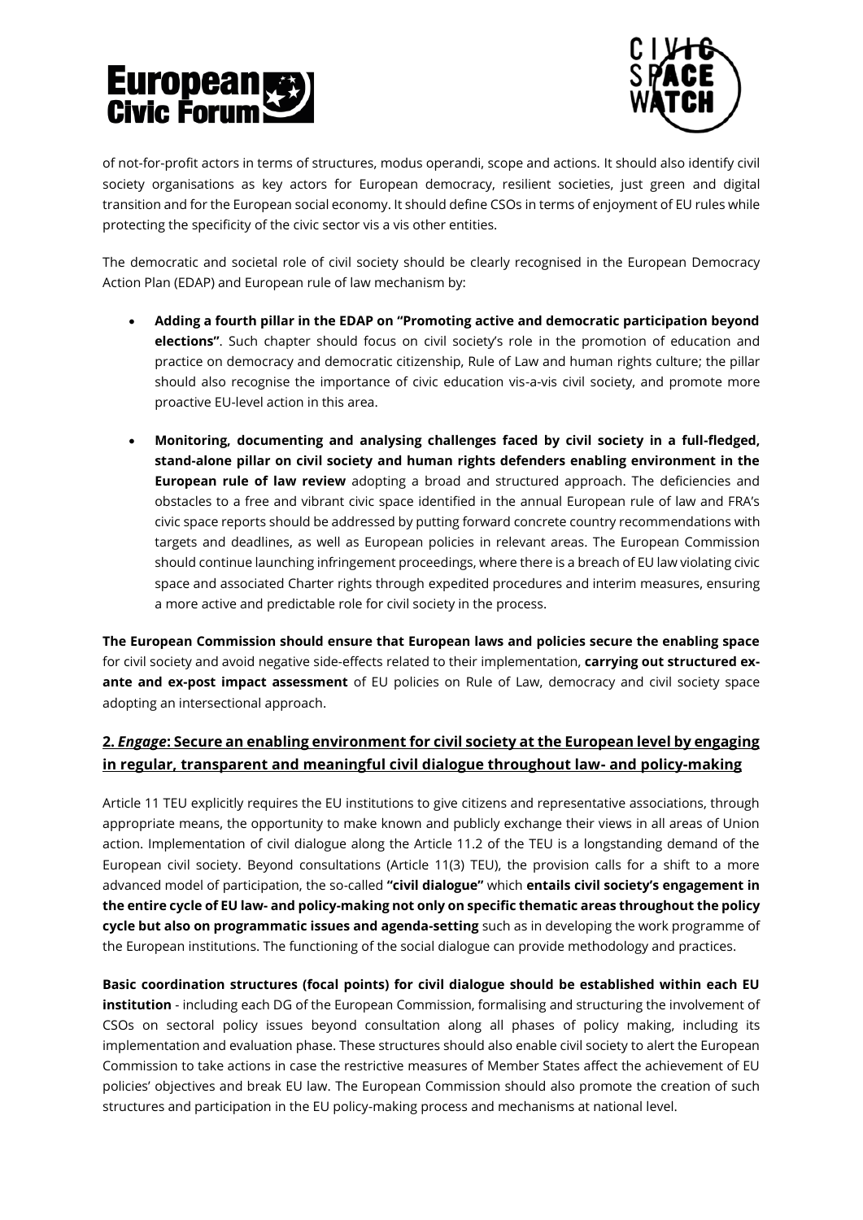of not-for-profit actors in terms of structures, modus operandi, scope and actions. It should also identify civil society organisations as key actors for European democracy, resilient societies, just green and digital transition and for the European social economy. It should define CSOs in terms of enjoyment of EU rules while protecting the specificity of the civic sector vis a vis other entities.

The democratic and societal role of civil society should be clearly recognised in the European Democracy Action Plan (EDAP) and European rule of law mechanism by:

- **Adding a fourth pillar in the EDAP on "Promoting active and democratic participation beyond elections"**. Such chapter should focus on civil society's role in the promotion of education and practice on democracy and democratic citizenship, Rule of Law and human rights culture; the pillar should also recognise the importance of civic education vis-a-vis civil society, and promote more proactive EU-level action in this area.
- **Monitoring, documenting and analysing challenges faced by civil society in a full-fledged, stand-alone pillar on civil society and human rights defenders enabling environment in the European rule of law review** adopting a broad and structured approach. The deficiencies and obstacles to a free and vibrant civic space identified in the annual European rule of law and FRA's civic space reports should be addressed by putting forward concrete country recommendations with targets and deadlines, as well as European policies in relevant areas. The European Commission should continue launching infringement proceedings, where there is a breach of EU law violating civic space and associated Charter rights through expedited procedures and interim measures, ensuring a more active and predictable role for civil society in the process.

**The European Commission should ensure that European laws and policies secure the enabling space** for civil society and avoid negative side-effects related to their implementation, **carrying out structured ex-ante and ex-post impact assessment** of EU policies on Rule of Law, democracy and civil society space adopting an intersectional approach.

## 2. *Engage*: Secure an enabling environment for civil society at the European level by engaging in regular, transparent and meaningful civil dialogue throughout law- and policy-making

Article 11 TEU explicitly requires the EU institutions to give citizens and representative associations, through appropriate means, the opportunity to make known and publicly exchange their views in all areas of Union action. Implementation of civil dialogue along the Article 11.2 of the TEU is a longstanding demand of the European civil society. Beyond consultations (Article 11(3) TEU), the provision calls for a shift to a more advanced model of participation, the so-called **"civil dialogue"** which **entails civil society's engagement in the entire cycle of EU law- and policy-making not only on specific thematic areas throughout the policy cycle but also on programmatic issues and agenda-setting** such as in developing the work programme of the European institutions. The functioning of the social dialogue can provide methodology and practices.

**Basic coordination structures (focal points) for civil dialogue should be established within each EU institution** - including each DG of the European Commission, formalising and structuring the involvement of CSOs on sectoral policy issues beyond consultation along all phases of policy making, including its implementation and evaluation phase. These structures should also enable civil society to alert the European Commission to take actions in case the restrictive measures of Member States affect the achievement of EU policies' objectives and break EU law. The European Commission should also promote the creation of such structures and participation in the EU policy-making process and mechanisms at national level.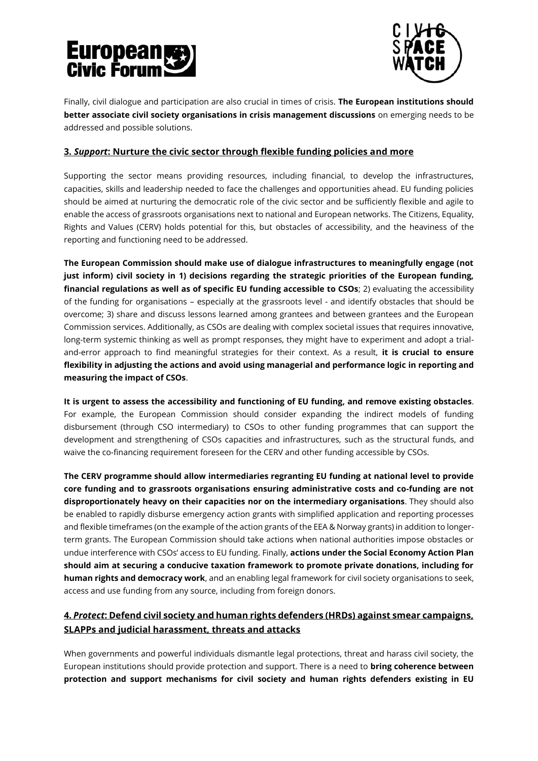Finally, civil dialogue and participation are also crucial in times of crisis. **The European institutions should better associate civil society organisations in crisis management discussions** on emerging needs to be addressed and possible solutions.

## 3. *Support*: Nurture the civic sector through flexible funding policies and more

Supporting the sector means providing resources, including financial, to develop the infrastructures, capacities, skills and leadership needed to face the challenges and opportunities ahead. EU funding policies should be aimed at nurturing the democratic role of the civic sector and be sufficiently flexible and agile to enable the access of grassroots organisations next to national and European networks. The Citizens, Equality, Rights and Values (CERV) holds potential for this, but obstacles of accessibility, and the heaviness of the reporting and functioning need to be addressed.

**The European Commission should make use of dialogue infrastructures to meaningfully engage (not just inform) civil society in 1) decisions regarding the strategic priorities of the European funding, financial regulations as well as of specific EU funding accessible to CSOs**; 2) evaluating the accessibility of the funding for organisations – especially at the grassroots level - and identify obstacles that should be overcome; 3) share and discuss lessons learned among grantees and between grantees and the European Commission services. Additionally, as CSOs are dealing with complex societal issues that requires innovative, long-term systemic thinking as well as prompt responses, they might have to experiment and adopt a trial-and-error approach to find meaningful strategies for their context. As a result, **it is crucial to ensure flexibility in adjusting the actions and avoid using managerial and performance logic in reporting and measuring the impact of CSOs**.

**It is urgent to assess the accessibility and functioning of EU funding, and remove existing obstacles**. For example, the European Commission should consider expanding the indirect models of funding disbursement (through CSO intermediary) to CSOs to other funding programmes that can support the development and strengthening of CSOs capacities and infrastructures, such as the structural funds, and waive the co-financing requirement foreseen for the CERV and other funding accessible by CSOs.

**The CERV programme should allow intermediaries regranting EU funding at national level to provide core funding and to grassroots organisations ensuring administrative costs and co-funding are not disproportionately heavy on their capacities nor on the intermediary organisations**. They should also be enabled to rapidly disburse emergency action grants with simplified application and reporting processes and flexible timeframes (on the example of the action grants of the EEA & Norway grants) in addition to longer-term grants. The European Commission should take actions when national authorities impose obstacles or undue interference with CSOs' access to EU funding. Finally, **actions under the Social Economy Action Plan should aim at securing a conducive taxation framework to promote private donations, including for human rights and democracy work**, and an enabling legal framework for civil society organisations to seek, access and use funding from any source, including from foreign donors.

## 4. *Protect*: Defend civil society and human rights defenders (HRDs) against smear campaigns, SLAPPs and judicial harassment, threats and attacks

When governments and powerful individuals dismantle legal protections, threat and harass civil society, the European institutions should provide protection and support. There is a need to **bring coherence between protection and support mechanisms for civil society and human rights defenders existing in EU**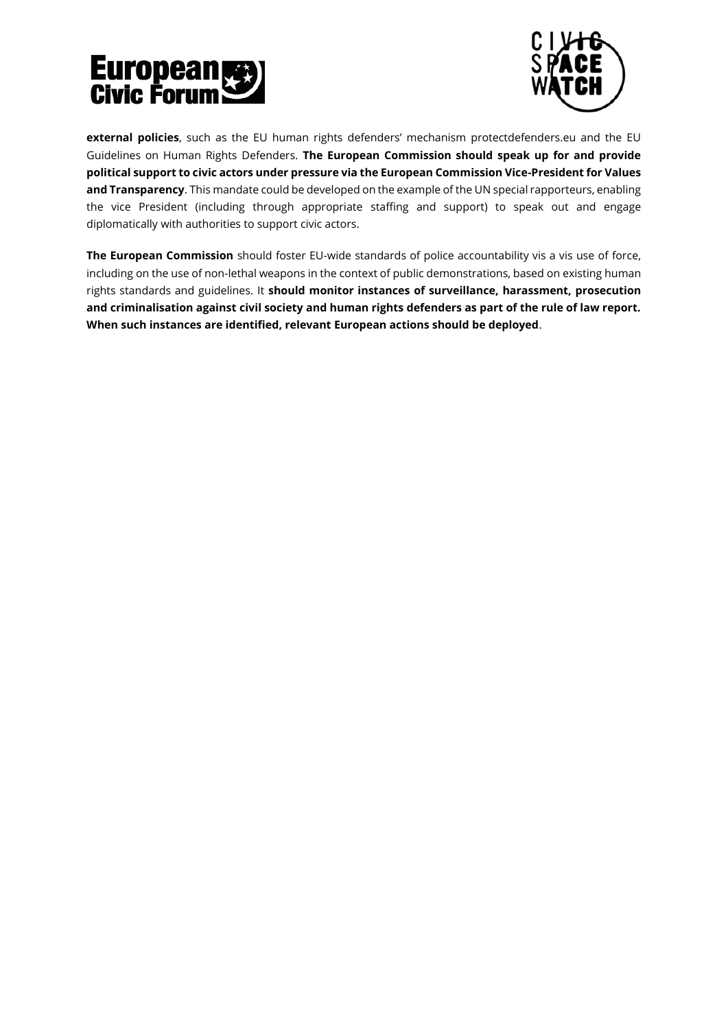**external policies**, such as the EU human rights defenders' mechanism protectdefenders.eu and the EU Guidelines on Human Rights Defenders. **The European Commission should speak up for and provide political support to civic actors under pressure via the European Commission Vice-President for Values and Transparency**. This mandate could be developed on the example of the UN special rapporteurs, enabling the vice President (including through appropriate staffing and support) to speak out and engage diplomatically with authorities to support civic actors.

**The European Commission** should foster EU-wide standards of police accountability vis a vis use of force, including on the use of non-lethal weapons in the context of public demonstrations, based on existing human rights standards and guidelines. It **should monitor instances of surveillance, harassment, prosecution and criminalisation against civil society and human rights defenders as part of the rule of law report. When such instances are identified, relevant European actions should be deployed**.